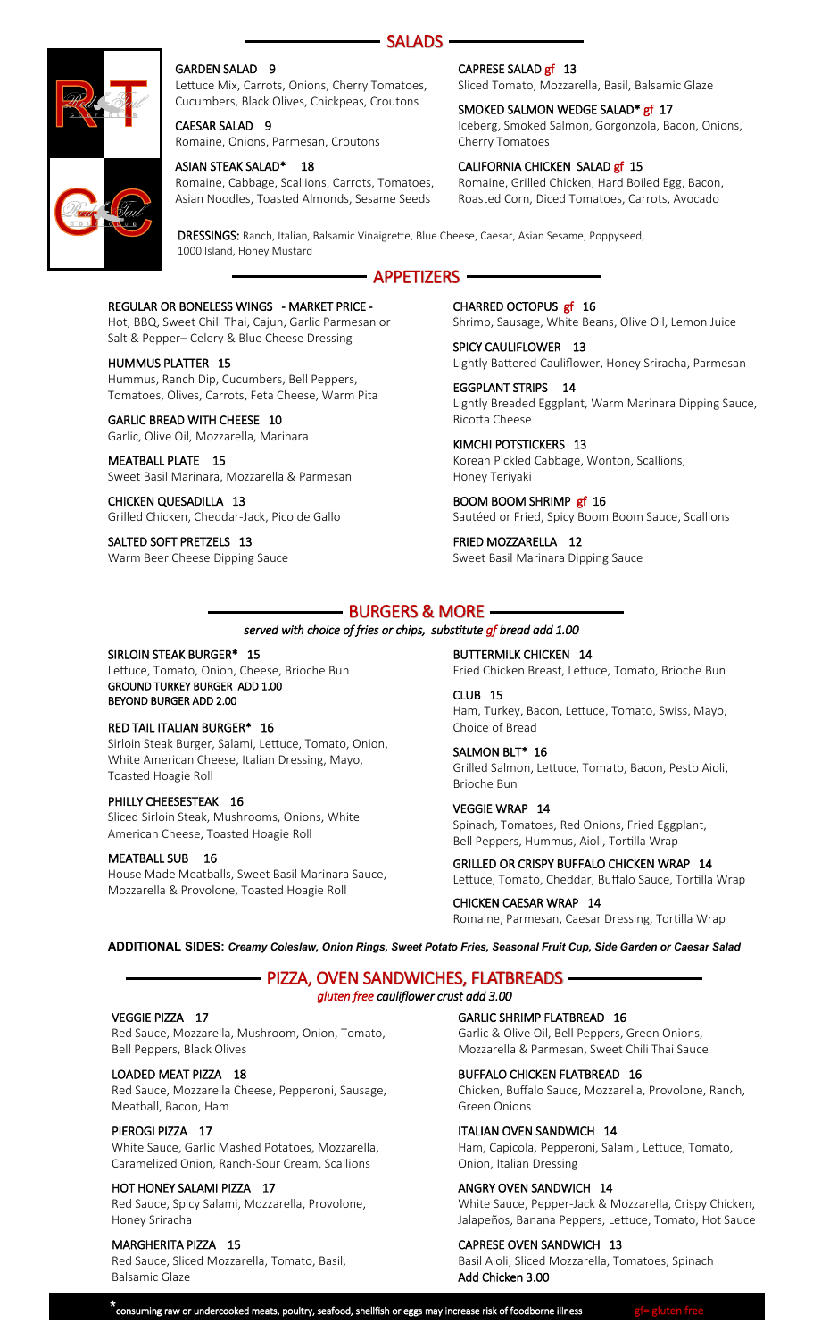## SALADS

**GARDEN SALAD 9**
Lettuce Mix, Carrots, Onions, Cherry Tomatoes, Cucumbers, Black Olives, Chickpeas, Croutons

**CAESAR SALAD 9**
Romaine, Onions, Parmesan, Croutons

**ASIAN STEAK SALAD* 18**
Romaine, Cabbage, Scallions, Carrots, Tomatoes, Asian Noodles, Toasted Almonds, Sesame Seeds

**CAPRESE SALAD gf 13**
Sliced Tomato, Mozzarella, Basil, Balsamic Glaze

**SMOKED SALMON WEDGE SALAD* gf 17**
Iceberg, Smoked Salmon, Gorgonzola, Bacon, Onions, Cherry Tomatoes

**CALIFORNIA CHICKEN SALAD gf 15**
Romaine, Grilled Chicken, Hard Boiled Egg, Bacon, Roasted Corn, Diced Tomatoes, Carrots, Avocado

**DRESSINGS:** Ranch, Italian, Balsamic Vinaigrette, Blue Cheese, Caesar, Asian Sesame, Poppyseed, 1000 Island, Honey Mustard

## APPETIZERS

**REGULAR OR BONELESS WINGS - MARKET PRICE -**
Hot, BBQ, Sweet Chili Thai, Cajun, Garlic Parmesan or Salt & Pepper– Celery & Blue Cheese Dressing

**HUMMUS PLATTER 15**
Hummus, Ranch Dip, Cucumbers, Bell Peppers, Tomatoes, Olives, Carrots, Feta Cheese, Warm Pita

**GARLIC BREAD WITH CHEESE 10**
Garlic, Olive Oil, Mozzarella, Marinara

**MEATBALL PLATE 15**
Sweet Basil Marinara, Mozzarella & Parmesan

**CHICKEN QUESADILLA 13**
Grilled Chicken, Cheddar-Jack, Pico de Gallo

**SALTED SOFT PRETZELS 13**
Warm Beer Cheese Dipping Sauce

**CHARRED OCTOPUS gf 16**
Shrimp, Sausage, White Beans, Olive Oil, Lemon Juice

**SPICY CAULIFLOWER 13**
Lightly Battered Cauliflower, Honey Sriracha, Parmesan

**EGGPLANT STRIPS 14**
Lightly Breaded Eggplant, Warm Marinara Dipping Sauce, Ricotta Cheese

**KIMCHI POTSTICKERS 13**
Korean Pickled Cabbage, Wonton, Scallions, Honey Teriyaki

**BOOM BOOM SHRIMP gf 16**
Sautéed or Fried, Spicy Boom Boom Sauce, Scallions

**FRIED MOZZARELLA 12**
Sweet Basil Marinara Dipping Sauce

## BURGERS & MORE

*served with choice of fries or chips, substitute gf bread add 1.00*

**SIRLOIN STEAK BURGER* 15**
Lettuce, Tomato, Onion, Cheese, Brioche Bun
**GROUND TURKEY BURGER ADD 1.00**
**BEYOND BURGER ADD 2.00**

**RED TAIL ITALIAN BURGER* 16**
Sirloin Steak Burger, Salami, Lettuce, Tomato, Onion, White American Cheese, Italian Dressing, Mayo, Toasted Hoagie Roll

**PHILLY CHEESESTEAK 16**
Sliced Sirloin Steak, Mushrooms, Onions, White American Cheese, Toasted Hoagie Roll

**MEATBALL SUB 16**
House Made Meatballs, Sweet Basil Marinara Sauce, Mozzarella & Provolone, Toasted Hoagie Roll

**BUTTERMILK CHICKEN 14**
Fried Chicken Breast, Lettuce, Tomato, Brioche Bun

**CLUB 15**
Ham, Turkey, Bacon, Lettuce, Tomato, Swiss, Mayo, Choice of Bread

**SALMON BLT* 16**
Grilled Salmon, Lettuce, Tomato, Bacon, Pesto Aioli, Brioche Bun

**VEGGIE WRAP 14**
Spinach, Tomatoes, Red Onions, Fried Eggplant, Bell Peppers, Hummus, Aioli, Tortilla Wrap

**GRILLED OR CRISPY BUFFALO CHICKEN WRAP 14**
Lettuce, Tomato, Cheddar, Buffalo Sauce, Tortilla Wrap

**CHICKEN CAESAR WRAP 14**
Romaine, Parmesan, Caesar Dressing, Tortilla Wrap

**ADDITIONAL SIDES:** *Creamy Coleslaw, Onion Rings, Sweet Potato Fries, Seasonal Fruit Cup, Side Garden or Caesar Salad*

## PIZZA, OVEN SANDWICHES, FLATBREADS

*gluten free cauliflower crust add 3.00*

**VEGGIE PIZZA 17**
Red Sauce, Mozzarella, Mushroom, Onion, Tomato, Bell Peppers, Black Olives

**LOADED MEAT PIZZA 18**
Red Sauce, Mozzarella Cheese, Pepperoni, Sausage, Meatball, Bacon, Ham

**PIEROGI PIZZA 17**
White Sauce, Garlic Mashed Potatoes, Mozzarella, Caramelized Onion, Ranch-Sour Cream, Scallions

**HOT HONEY SALAMI PIZZA 17**
Red Sauce, Spicy Salami, Mozzarella, Provolone, Honey Sriracha

**MARGHERITA PIZZA 15**
Red Sauce, Sliced Mozzarella, Tomato, Basil, Balsamic Glaze

**GARLIC SHRIMP FLATBREAD 16**
Garlic & Olive Oil, Bell Peppers, Green Onions, Mozzarella & Parmesan, Sweet Chili Thai Sauce

**BUFFALO CHICKEN FLATBREAD 16**
Chicken, Buffalo Sauce, Mozzarella, Provolone, Ranch, Green Onions

**ITALIAN OVEN SANDWICH 14**
Ham, Capicola, Pepperoni, Salami, Lettuce, Tomato, Onion, Italian Dressing

**ANGRY OVEN SANDWICH 14**
White Sauce, Pepper-Jack & Mozzarella, Crispy Chicken, Jalapeños, Banana Peppers, Lettuce, Tomato, Hot Sauce

**CAPRESE OVEN SANDWICH 13**
Basil Aioli, Sliced Mozzarella, Tomatoes, Spinach
**Add Chicken 3.00**

*consuming raw or undercooked meats, poultry, seafood, shellfish or eggs may increase risk of foodborne illness    gf= gluten free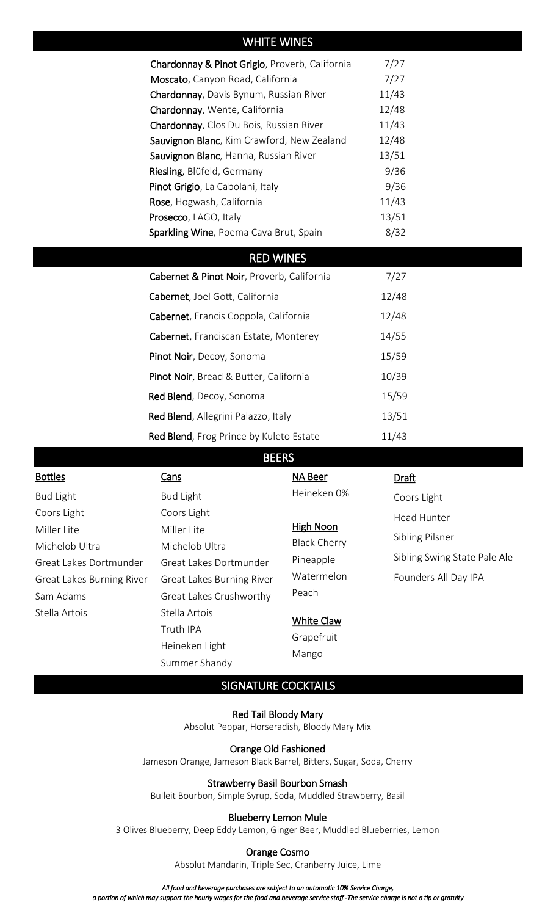## WHITE WINES

| | |
|---|---|
| **Chardonnay & Pinot Grigio**, Proverb, California | 7/27 |
| **Moscato**, Canyon Road, California | 7/27 |
| **Chardonnay**, Davis Bynum, Russian River | 11/43 |
| **Chardonnay**, Wente, California | 12/48 |
| **Chardonnay**, Clos Du Bois, Russian River | 11/43 |
| **Sauvignon Blanc**, Kim Crawford, New Zealand | 12/48 |
| **Sauvignon Blanc**, Hanna, Russian River | 13/51 |
| **Riesling**, Blüfeld, Germany | 9/36 |
| **Pinot Grigio**, La Cabolani, Italy | 9/36 |
| **Rose**, Hogwash, California | 11/43 |
| **Prosecco**, LAGO, Italy | 13/51 |
| **Sparkling Wine**, Poema Cava Brut, Spain | 8/32 |

## RED WINES

| | |
|---|---|
| **Cabernet & Pinot Noir**, Proverb, California | 7/27 |
| **Cabernet**, Joel Gott, California | 12/48 |
| **Cabernet**, Francis Coppola, California | 12/48 |
| **Cabernet**, Franciscan Estate, Monterey | 14/55 |
| **Pinot Noir**, Decoy, Sonoma | 15/59 |
| **Pinot Noir**, Bread & Butter, California | 10/39 |
| **Red Blend**, Decoy, Sonoma | 15/59 |
| **Red Blend**, Allegrini Palazzo, Italy | 13/51 |
| **Red Blend**, Frog Prince by Kuleto Estate | 11/43 |

## BEERS

**Bottles**
- Bud Light
- Coors Light
- Miller Lite
- Michelob Ultra
- Great Lakes Dortmunder
- Great Lakes Burning River
- Sam Adams
- Stella Artois

**Cans**
- Bud Light
- Coors Light
- Miller Lite
- Michelob Ultra
- Great Lakes Dortmunder
- Great Lakes Burning River
- Great Lakes Crushworthy
- Stella Artois
- Truth IPA
- Heineken Light
- Summer Shandy

**NA Beer**
- Heineken 0%

**High Noon**
- Black Cherry
- Pineapple
- Watermelon
- Peach

**White Claw**
- Grapefruit
- Mango

**Draft**
- Coors Light
- Head Hunter
- Sibling Pilsner
- Sibling Swing State Pale Ale
- Founders All Day IPA

## SIGNATURE COCKTAILS

**Red Tail Bloody Mary**
Absolut Peppar, Horseradish, Bloody Mary Mix

**Orange Old Fashioned**
Jameson Orange, Jameson Black Barrel, Bitters, Sugar, Soda, Cherry

**Strawberry Basil Bourbon Smash**
Bulleit Bourbon, Simple Syrup, Soda, Muddled Strawberry, Basil

**Blueberry Lemon Mule**
3 Olives Blueberry, Deep Eddy Lemon, Ginger Beer, Muddled Blueberries, Lemon

**Orange Cosmo**
Absolut Mandarin, Triple Sec, Cranberry Juice, Lime

*All food and beverage purchases are subject to an automatic 10% Service Charge, a portion of which may support the hourly wages for the food and beverage service staff -The service charge is not a tip or gratuity*